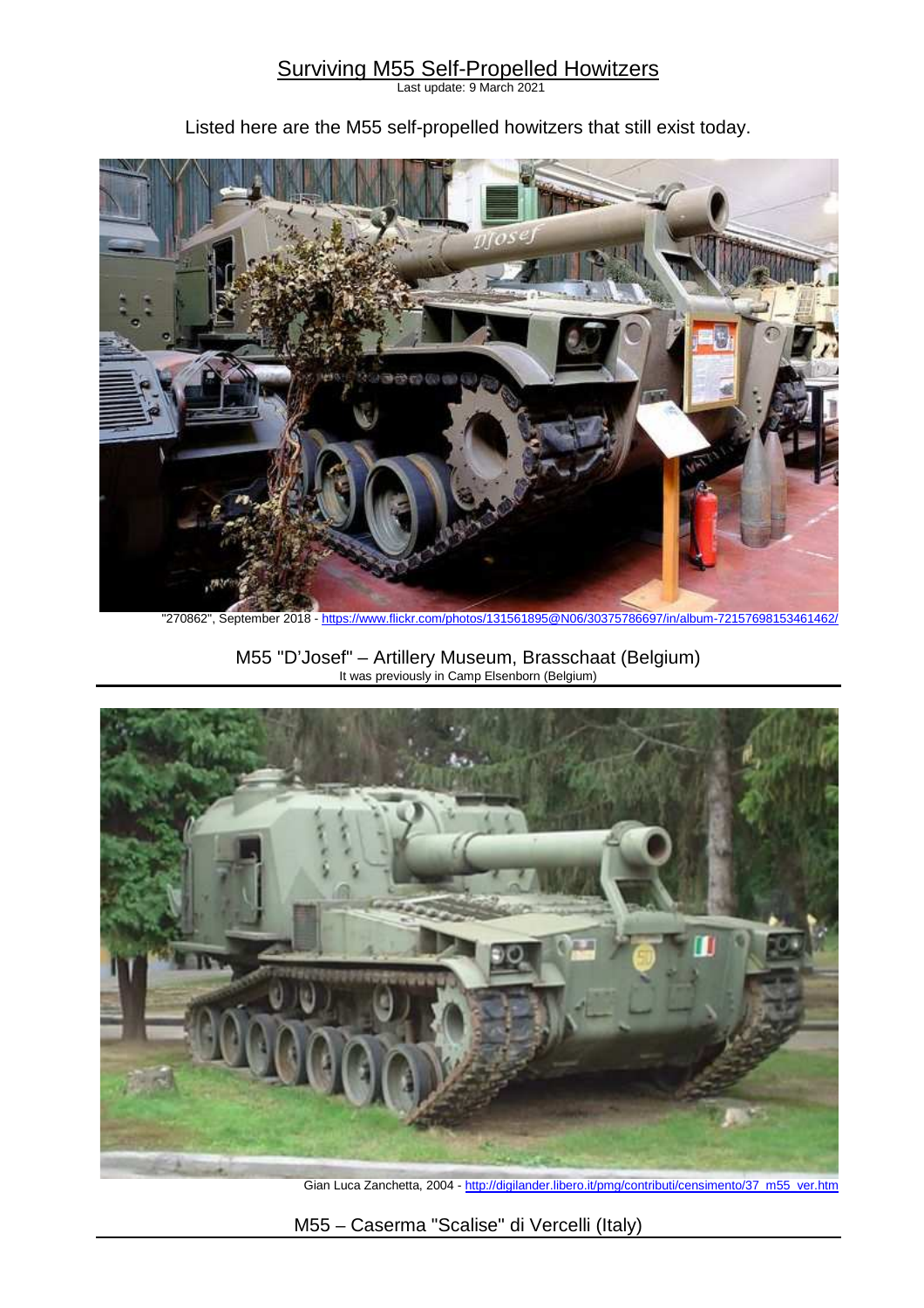# Surviving M55 Self-Propelled Howitzers

Last update: 9 March 2021

Listed here are the M55 self-propelled howitzers that still exist today.

"270862", September 2018 - https://www.flickr.com/photos/131561895@N06/30375786697/in/album-72157698153461462/

## M55 "D'Josef" – Artillery Museum, Brasschaat (Belgium)

It was previously in Camp Elsenborn (Belgium)

Gian Luca Zanchetta, 2004 - http://digilander.libero.it/pmg/contributi/censimento/37_m55_ver.htm

## M55 – Caserma "Scalise" di Vercelli (Italy)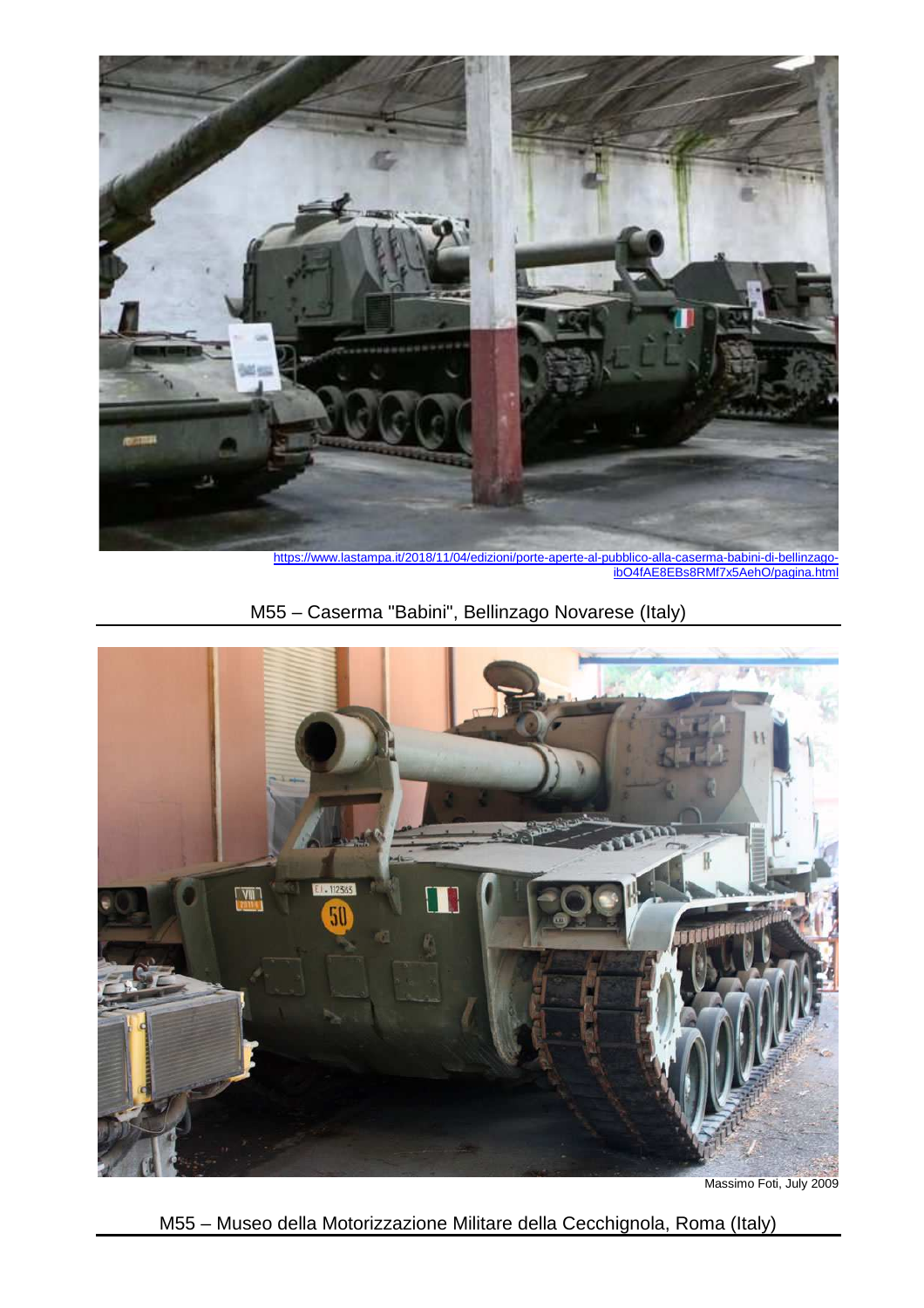https://www.lastampa.it/2018/11/04/edizioni/porte-aperte-al-pubblico-alla-caserma-babini-di-bellinzago-ibO4fAE8EBs8RMf7x5AehO/pagina.html

M55 – Caserma "Babini", Bellinzago Novarese (Italy)

Massimo Foti, July 2009

M55 – Museo della Motorizzazione Militare della Cecchignola, Roma (Italy)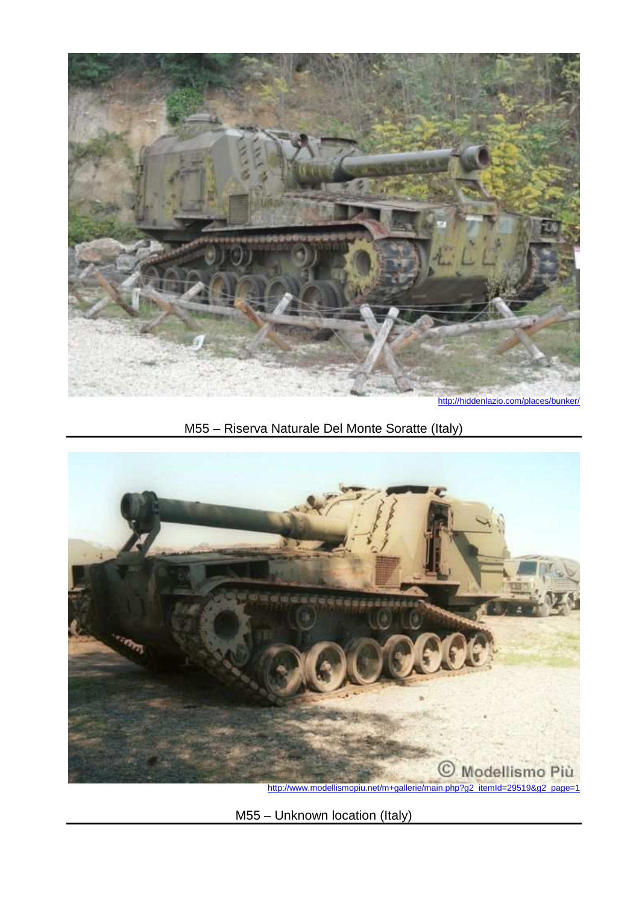http://hiddenlazio.com/places/bunker/

M55 – Riserva Naturale Del Monte Soratte (Italy)

http://www.modellismopiu.net/m+gallerie/main.php?g2_itemId=29519&g2_page=1

M55 – Unknown location (Italy)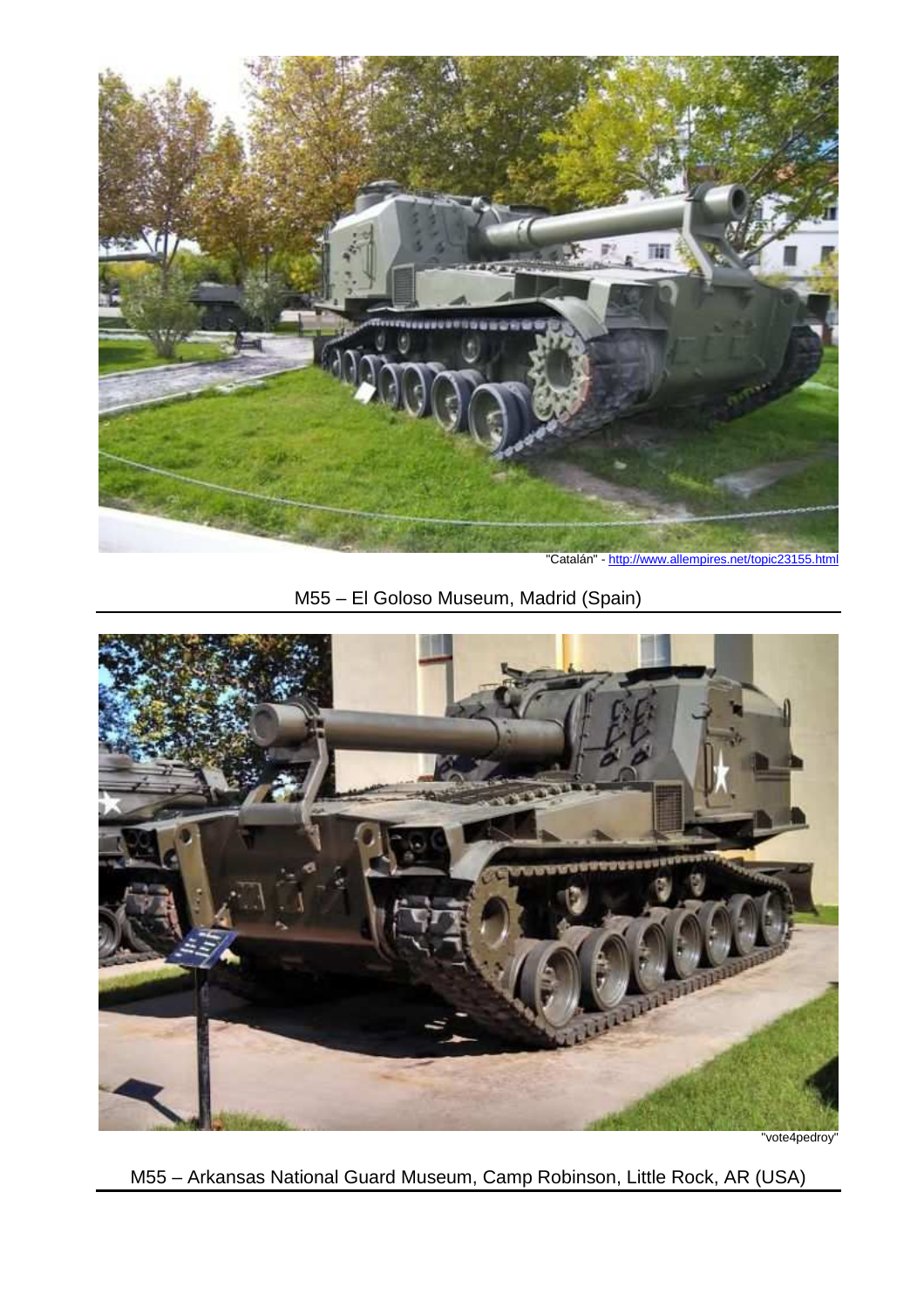"Catalán" - http://www.allempires.net/topic23155.html

M55 – El Goloso Museum, Madrid (Spain)

"vote4pedroy"

M55 – Arkansas National Guard Museum, Camp Robinson, Little Rock, AR (USA)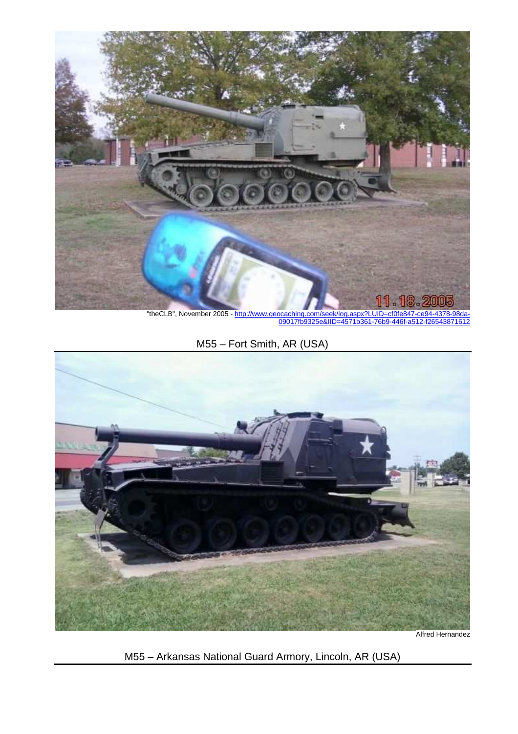"theCLB", November 2005 - http://www.geocaching.com/seek/log.aspx?LUID=cf0fe847-ce94-4378-98da-09017fb9325e&IID=4571b361-76b9-446f-a512-f26543871612

M55 – Fort Smith, AR (USA)

Alfred Hernandez

M55 – Arkansas National Guard Armory, Lincoln, AR (USA)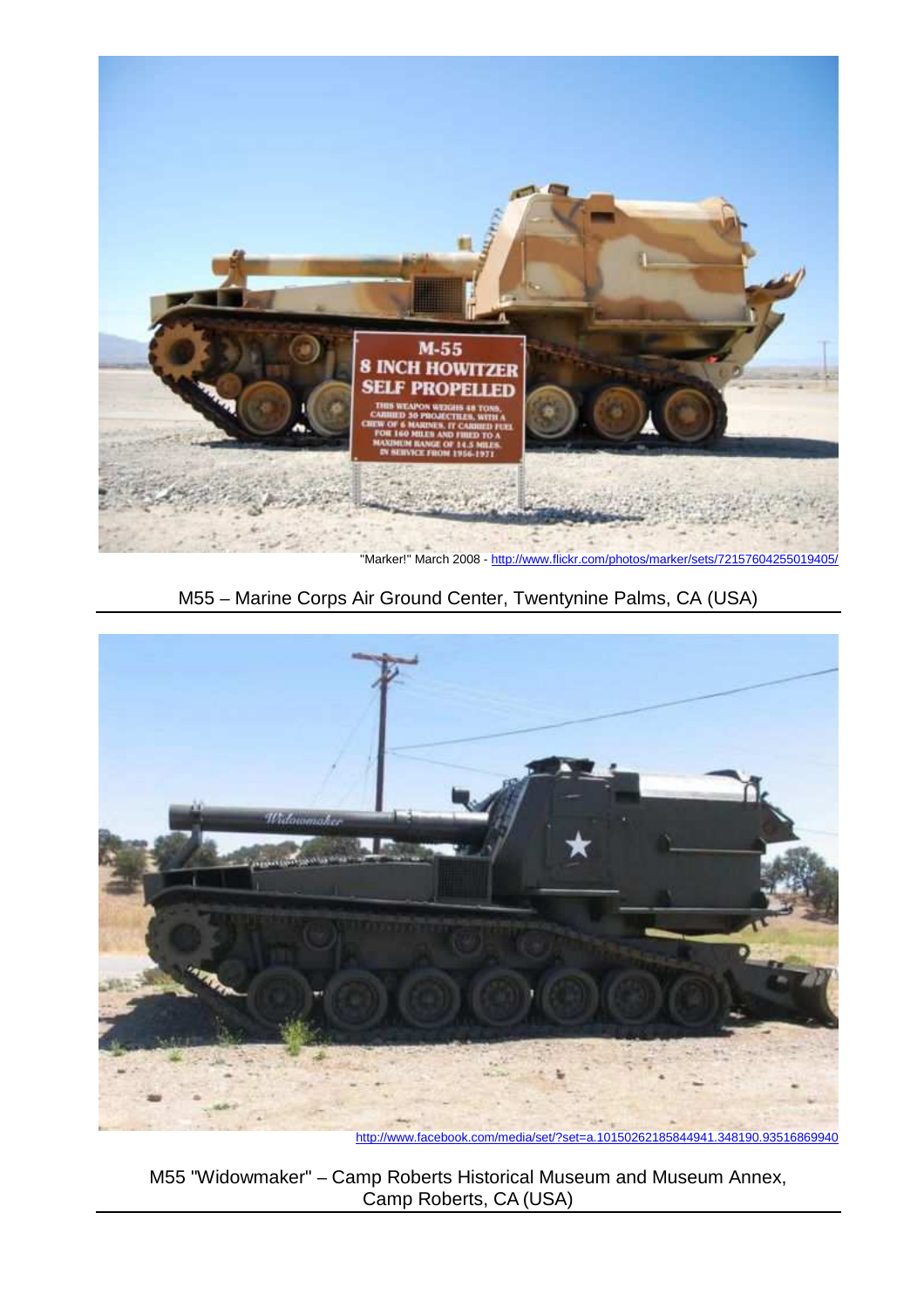"Marker!" March 2008 - http://www.flickr.com/photos/marker/sets/72157604255019405/

M55 – Marine Corps Air Ground Center, Twentynine Palms, CA (USA)

http://www.facebook.com/media/set/?set=a.10150262185844941.348190.93516869940

M55 "Widowmaker" – Camp Roberts Historical Museum and Museum Annex, Camp Roberts, CA (USA)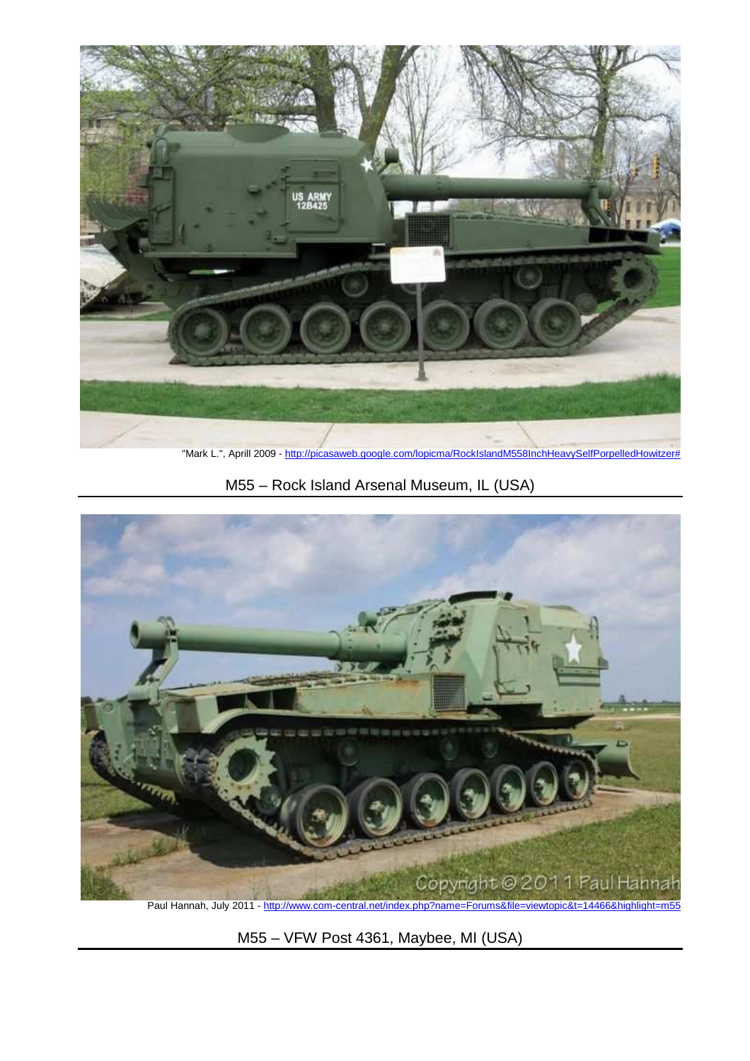"Mark L.", Aprill 2009 - http://picasaweb.google.com/lopicma/RockIslandM558InchHeavySelfPorpelledHowitzer#

M55 – Rock Island Arsenal Museum, IL (USA)

Paul Hannah, July 2011 - http://www.com-central.net/index.php?name=Forums&file=viewtopic&t=14466&highlight=m55

M55 – VFW Post 4361, Maybee, MI (USA)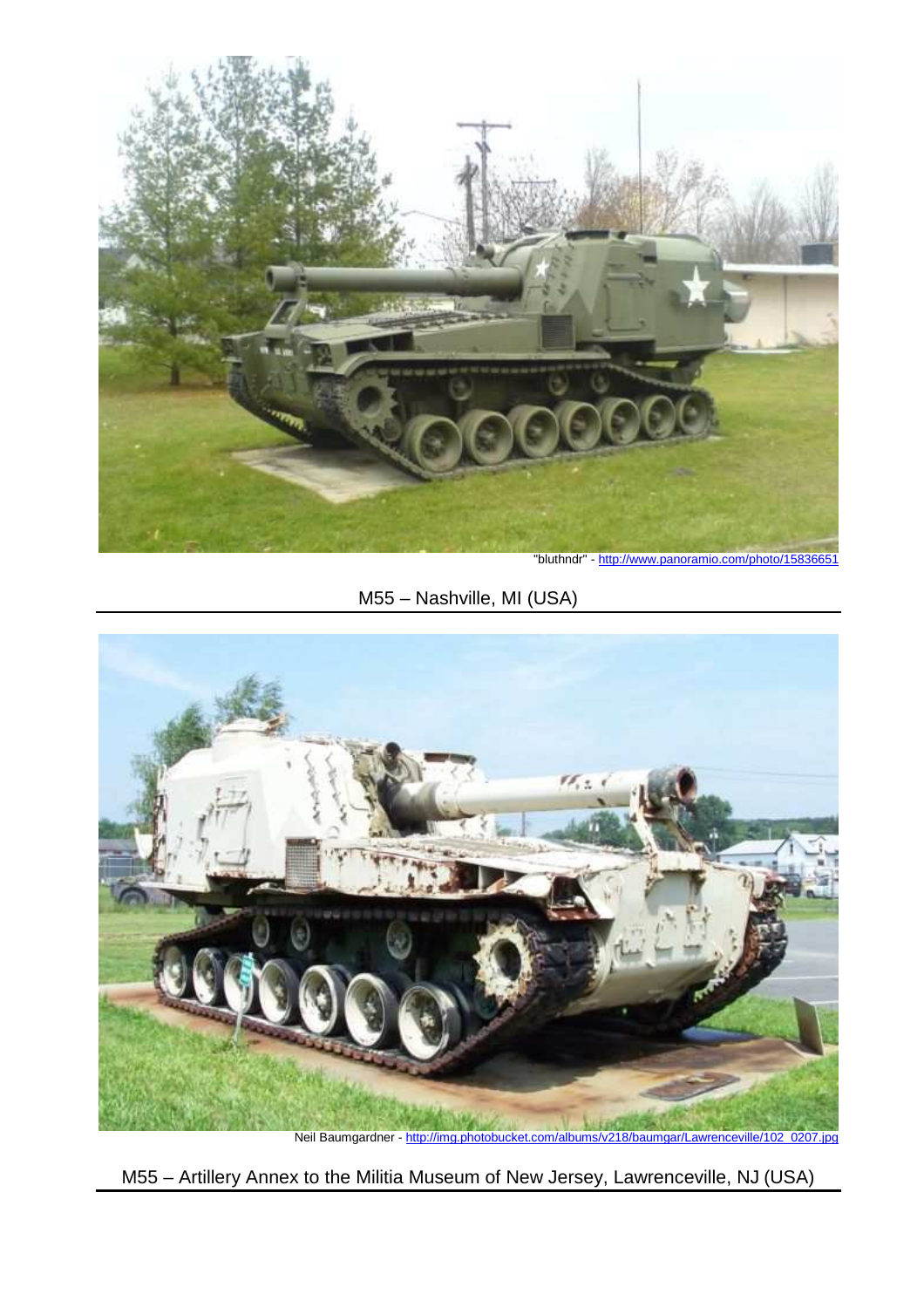"bluthndr" - http://www.panoramio.com/photo/15836651

M55 – Nashville, MI (USA)

Neil Baumgardner - http://img.photobucket.com/albums/v218/baumgar/Lawrenceville/102_0207.jpg

M55 – Artillery Annex to the Militia Museum of New Jersey, Lawrenceville, NJ (USA)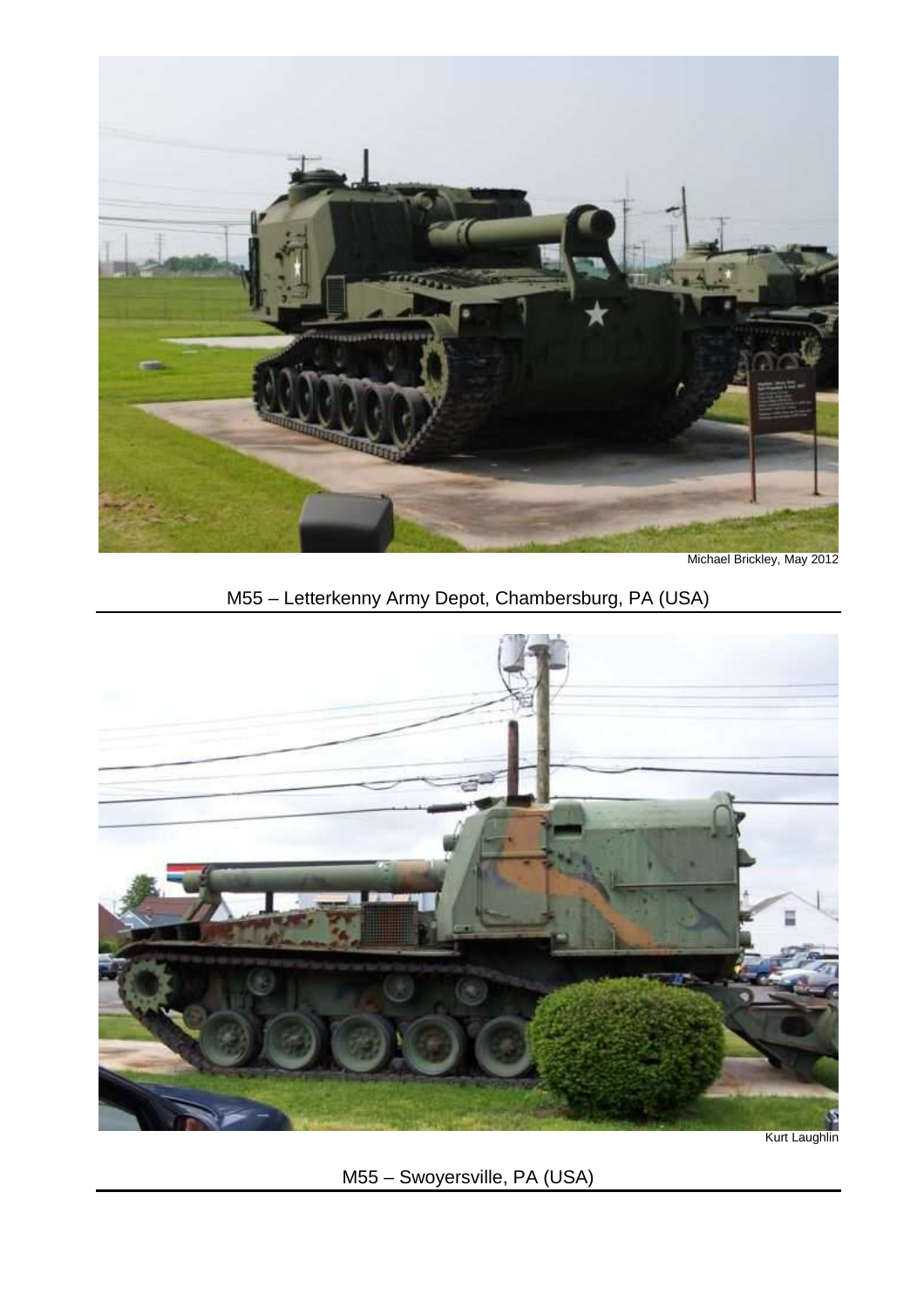Michael Brickley, May 2012

M55 – Letterkenny Army Depot, Chambersburg, PA (USA)

Kurt Laughlin

M55 – Swoyersville, PA (USA)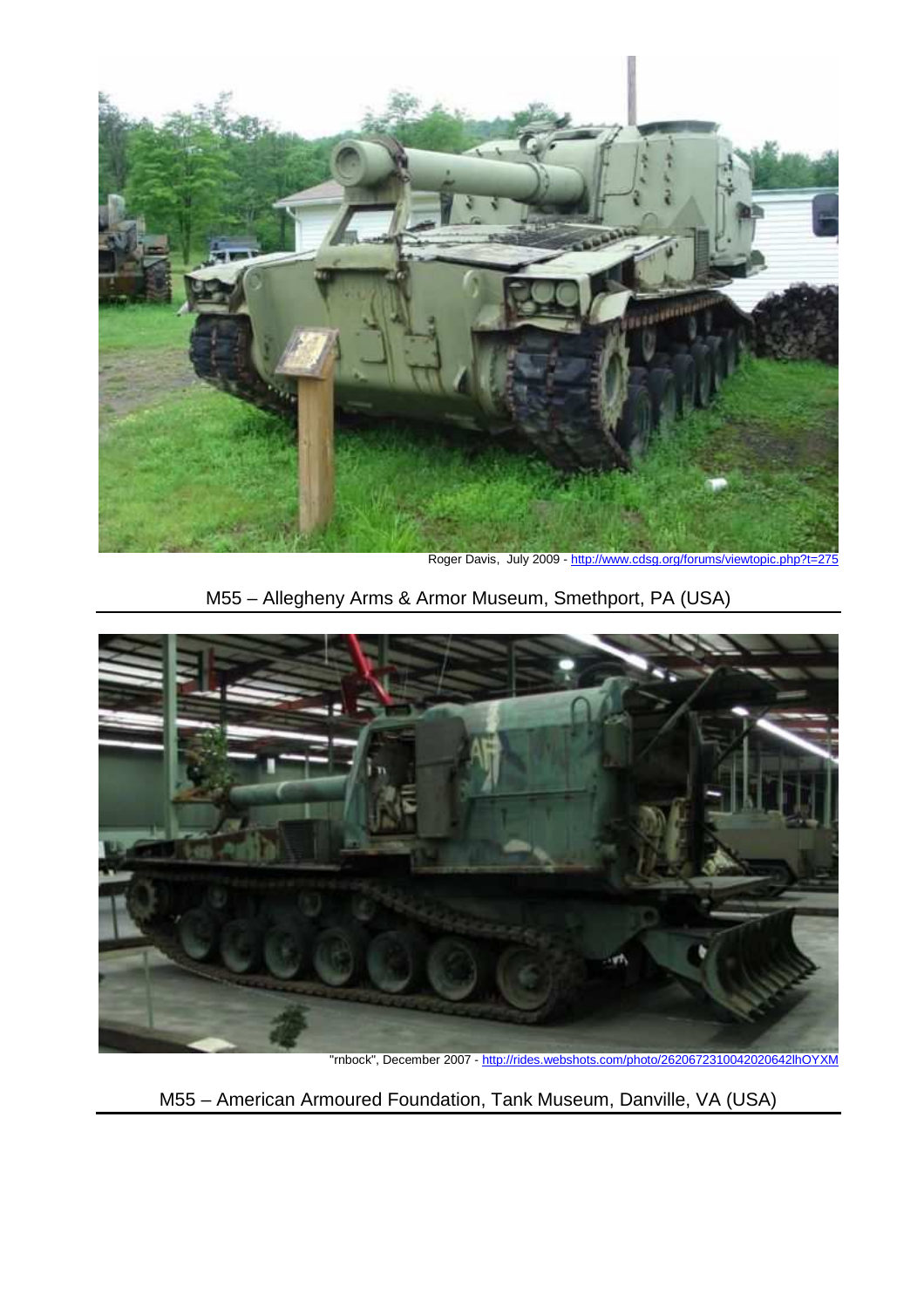Roger Davis, July 2009 - http://www.cdsg.org/forums/viewtopic.php?t=275

M55 – Allegheny Arms & Armor Museum, Smethport, PA (USA)

"rnbock", December 2007 - http://rides.webshots.com/photo/2620672310042020642lhOYXM

M55 – American Armoured Foundation, Tank Museum, Danville, VA (USA)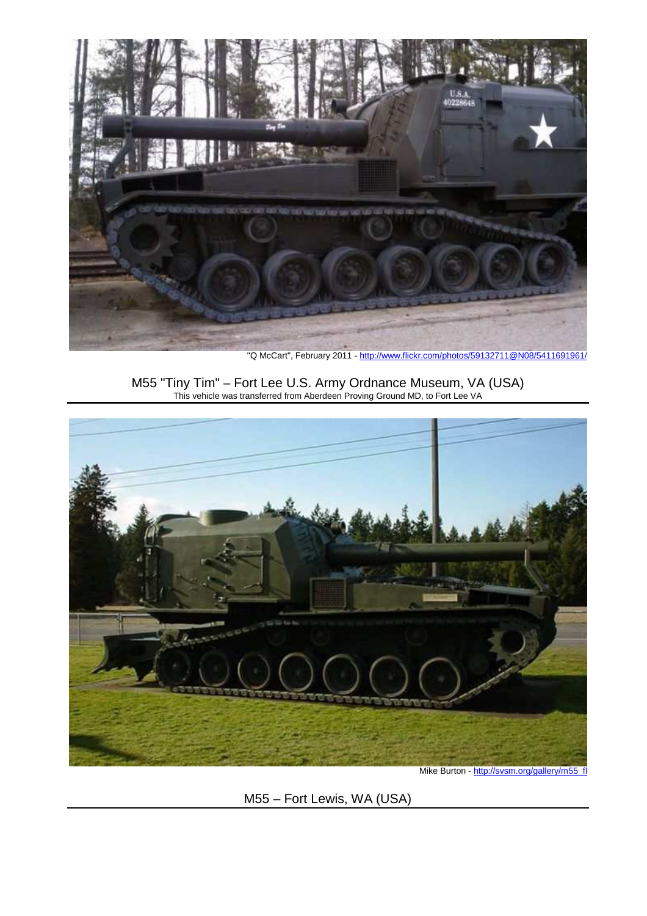"Q McCart", February 2011 - http://www.flickr.com/photos/59132711@N08/5411691961/

M55 "Tiny Tim" – Fort Lee U.S. Army Ordnance Museum, VA (USA)
This vehicle was transferred from Aberdeen Proving Ground MD, to Fort Lee VA

Mike Burton - http://svsm.org/gallery/m55_fl

M55 – Fort Lewis, WA (USA)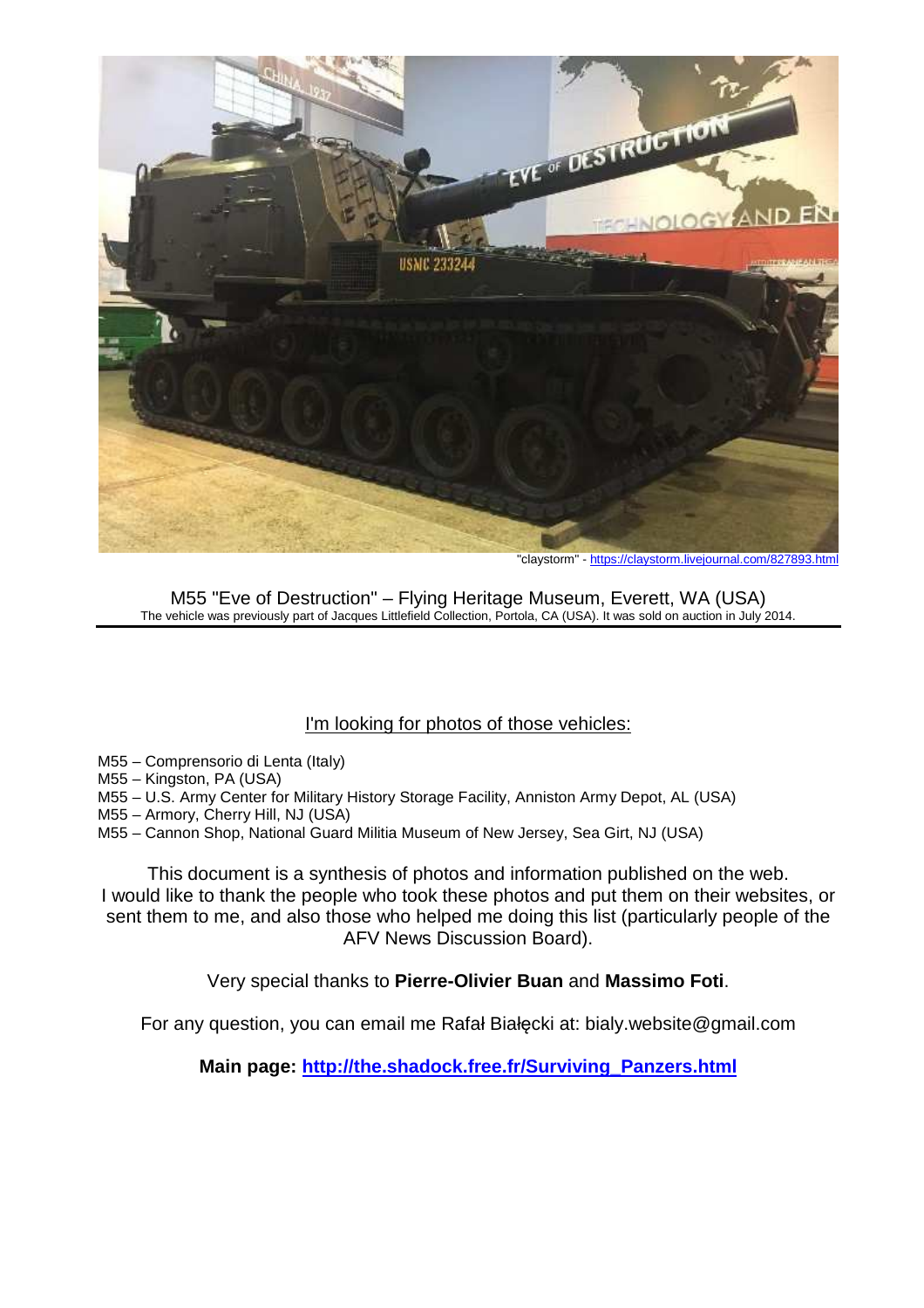"claystorm" - https://claystorm.livejournal.com/827893.html

M55 "Eve of Destruction" – Flying Heritage Museum, Everett, WA (USA)
The vehicle was previously part of Jacques Littlefield Collection, Portola, CA (USA). It was sold on auction in July 2014.

I'm looking for photos of those vehicles:

M55 – Comprensorio di Lenta (Italy)
M55 – Kingston, PA (USA)
M55 – U.S. Army Center for Military History Storage Facility, Anniston Army Depot, AL (USA)
M55 – Armory, Cherry Hill, NJ (USA)
M55 – Cannon Shop, National Guard Militia Museum of New Jersey, Sea Girt, NJ (USA)

This document is a synthesis of photos and information published on the web.
I would like to thank the people who took these photos and put them on their websites, or sent them to me, and also those who helped me doing this list (particularly people of the AFV News Discussion Board).

Very special thanks to **Pierre-Olivier Buan** and **Massimo Foti**.

For any question, you can email me Rafał Białęcki at: bialy.website@gmail.com

**Main page: http://the.shadock.free.fr/Surviving_Panzers.html**